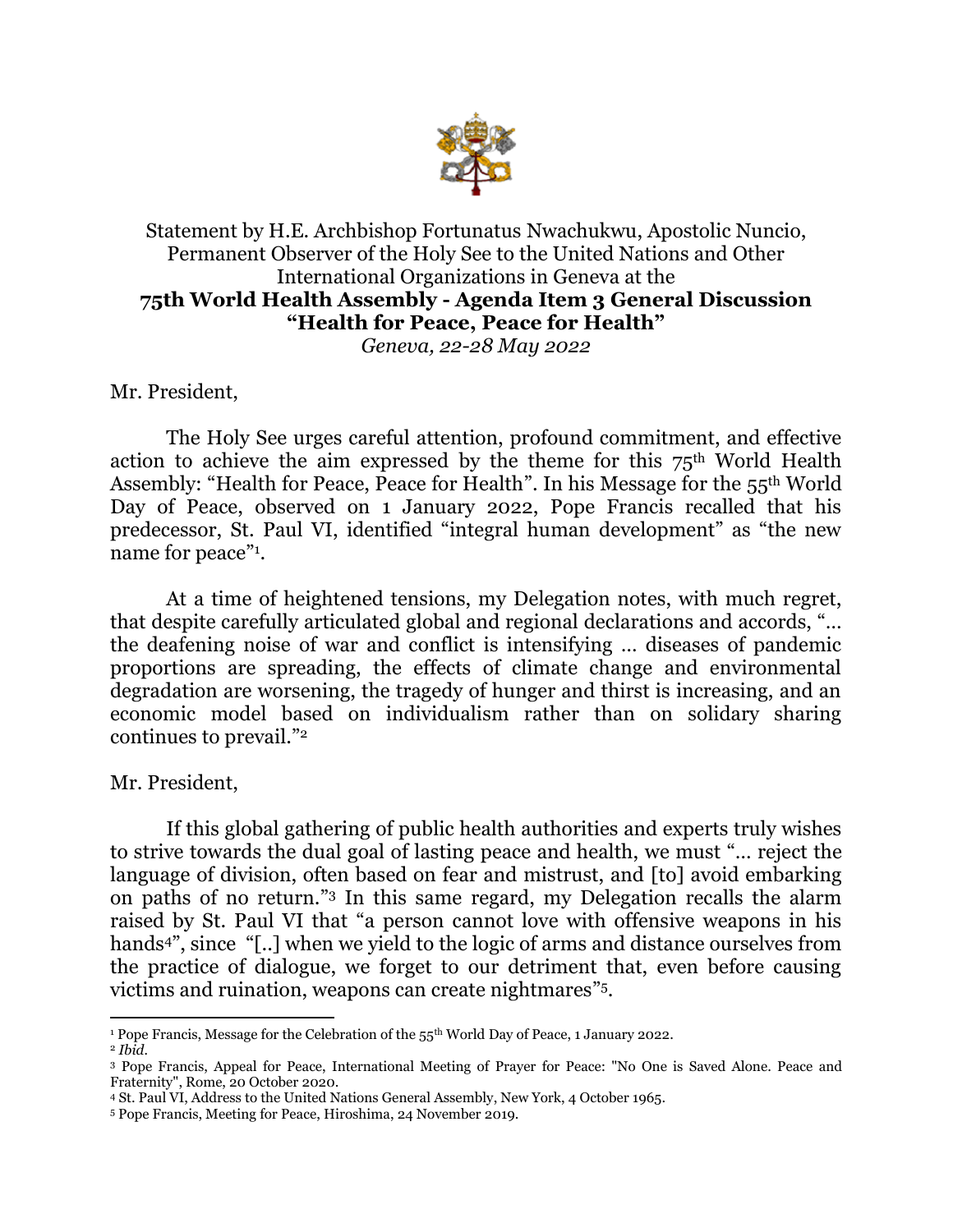Statement by H.E. Archbishop Fortunatus Nwachukwu, Apostolic Nuncio, Permanent Observer of the Holy See to the United Nations and Other International Organizations in Geneva at the

**75th World Health Assembly - Agenda Item 3 General Discussion**
**"Health for Peace, Peace for Health"**

*Geneva, 22-28 May 2022*

Mr. President,

The Holy See urges careful attention, profound commitment, and effective action to achieve the aim expressed by the theme for this 75th World Health Assembly: "Health for Peace, Peace for Health". In his Message for the 55th World Day of Peace, observed on 1 January 2022, Pope Francis recalled that his predecessor, St. Paul VI, identified "integral human development" as "the new name for peace"[1].

At a time of heightened tensions, my Delegation notes, with much regret, that despite carefully articulated global and regional declarations and accords, "… the deafening noise of war and conflict is intensifying … diseases of pandemic proportions are spreading, the effects of climate change and environmental degradation are worsening, the tragedy of hunger and thirst is increasing, and an economic model based on individualism rather than on solidary sharing continues to prevail."[2]

Mr. President,

If this global gathering of public health authorities and experts truly wishes to strive towards the dual goal of lasting peace and health, we must "… reject the language of division, often based on fear and mistrust, and [to] avoid embarking on paths of no return."[3] In this same regard, my Delegation recalls the alarm raised by St. Paul VI that "a person cannot love with offensive weapons in his hands[4]", since "[..] when we yield to the logic of arms and distance ourselves from the practice of dialogue, we forget to our detriment that, even before causing victims and ruination, weapons can create nightmares"[5].

---

[1] Pope Francis, Message for the Celebration of the 55th World Day of Peace, 1 January 2022.

[2] *Ibid.*

[3] Pope Francis, Appeal for Peace, International Meeting of Prayer for Peace: "No One is Saved Alone. Peace and Fraternity", Rome, 20 October 2020.

[4] St. Paul VI, Address to the United Nations General Assembly, New York, 4 October 1965.

[5] Pope Francis, Meeting for Peace, Hiroshima, 24 November 2019.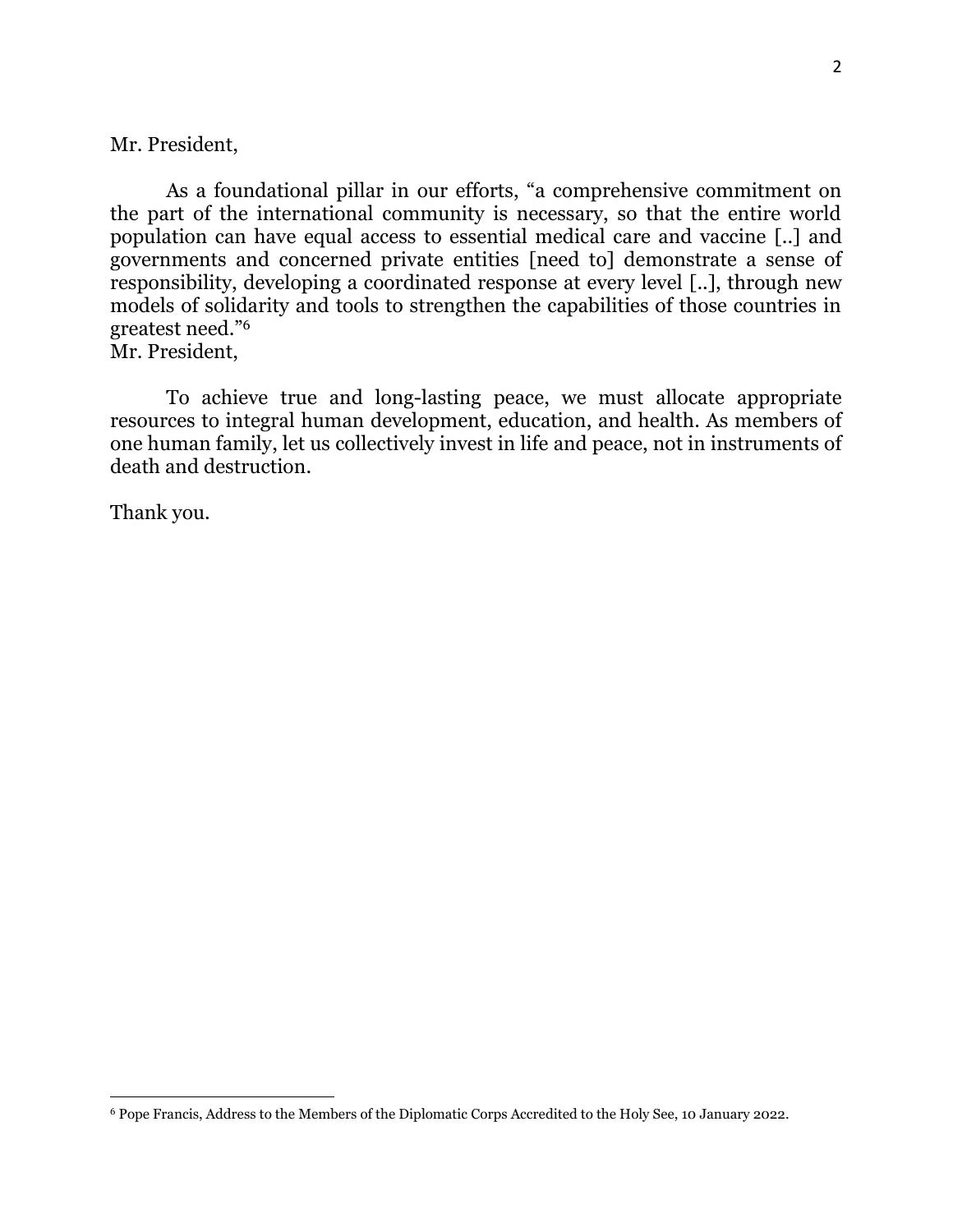Mr. President,

As a foundational pillar in our efforts, "a comprehensive commitment on the part of the international community is necessary, so that the entire world population can have equal access to essential medical care and vaccine [..] and governments and concerned private entities [need to] demonstrate a sense of responsibility, developing a coordinated response at every level [..], through new models of solidarity and tools to strengthen the capabilities of those countries in greatest need."[6]

Mr. President,

To achieve true and long-lasting peace, we must allocate appropriate resources to integral human development, education, and health. As members of one human family, let us collectively invest in life and peace, not in instruments of death and destruction.

Thank you.

---

[6] Pope Francis, Address to the Members of the Diplomatic Corps Accredited to the Holy See, 10 January 2022.